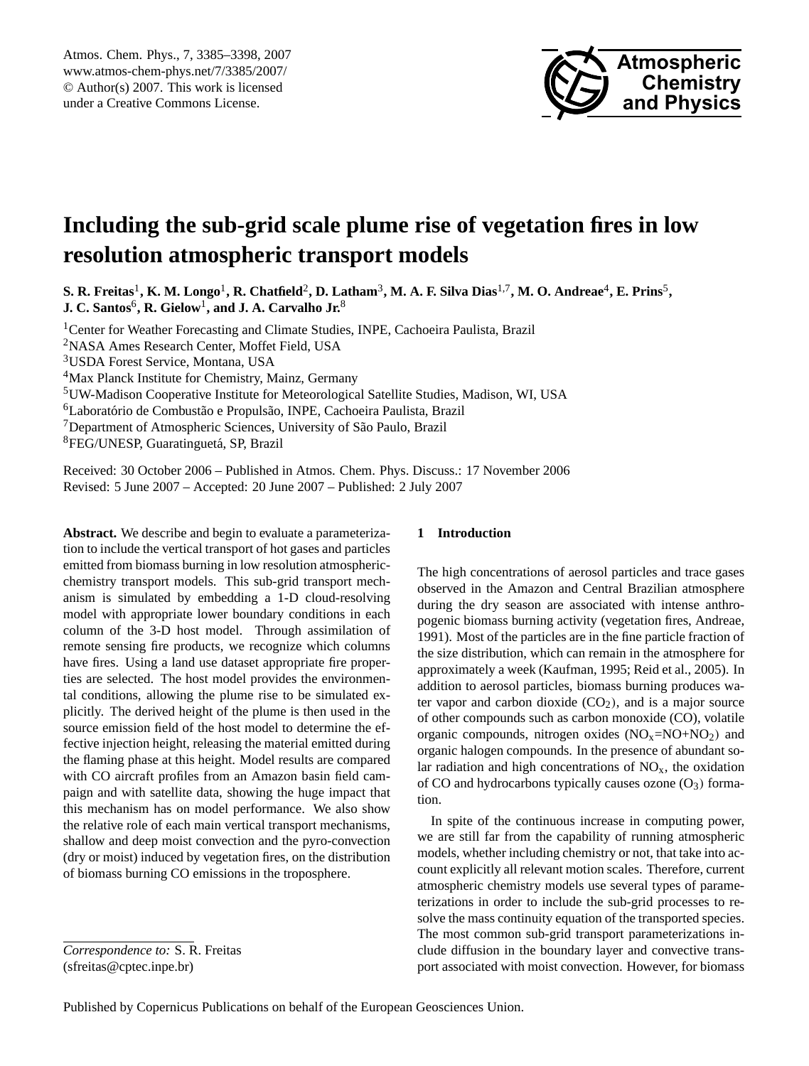# Including the sub-grid scale plume rise of vegetation fires in low resolution atmospheric transport models

**S. R. Freitas[1], K. M. Longo[1], R. Chatfield[2], D. Latham[3], M. A. F. Silva Dias[1,7], M. O. Andreae[4], E. Prins[5], J. C. Santos[6], R. Gielow[1], and J. A. Carvalho Jr.[8]**

[1]Center for Weather Forecasting and Climate Studies, INPE, Cachoeira Paulista, Brazil
[2]NASA Ames Research Center, Moffet Field, USA
[3]USDA Forest Service, Montana, USA
[4]Max Planck Institute for Chemistry, Mainz, Germany
[5]UW-Madison Cooperative Institute for Meteorological Satellite Studies, Madison, WI, USA
[6]Laboratório de Combustão e Propulsão, INPE, Cachoeira Paulista, Brazil
[7]Department of Atmospheric Sciences, University of São Paulo, Brazil
[8]FEG/UNESP, Guaratinguetá, SP, Brazil

Received: 30 October 2006 – Published in Atmos. Chem. Phys. Discuss.: 17 November 2006
Revised: 5 June 2007 – Accepted: 20 June 2007 – Published: 2 July 2007

**Abstract.** We describe and begin to evaluate a parameterization to include the vertical transport of hot gases and particles emitted from biomass burning in low resolution atmospheric-chemistry transport models. This sub-grid transport mechanism is simulated by embedding a 1-D cloud-resolving model with appropriate lower boundary conditions in each column of the 3-D host model. Through assimilation of remote sensing fire products, we recognize which columns have fires. Using a land use dataset appropriate fire properties are selected. The host model provides the environmental conditions, allowing the plume rise to be simulated explicitly. The derived height of the plume is then used in the source emission field of the host model to determine the effective injection height, releasing the material emitted during the flaming phase at this height. Model results are compared with CO aircraft profiles from an Amazon basin field campaign and with satellite data, showing the huge impact that this mechanism has on model performance. We also show the relative role of each main vertical transport mechanisms, shallow and deep moist convection and the pyro-convection (dry or moist) induced by vegetation fires, on the distribution of biomass burning CO emissions in the troposphere.

*Correspondence to:* S. R. Freitas (sfreitas@cptec.inpe.br)

## 1 Introduction

The high concentrations of aerosol particles and trace gases observed in the Amazon and Central Brazilian atmosphere during the dry season are associated with intense anthropogenic biomass burning activity (vegetation fires, Andreae, 1991). Most of the particles are in the fine particle fraction of the size distribution, which can remain in the atmosphere for approximately a week (Kaufman, 1995; Reid et al., 2005). In addition to aerosol particles, biomass burning produces water vapor and carbon dioxide ($CO_2$), and is a major source of other compounds such as carbon monoxide (CO), volatile organic compounds, nitrogen oxides ($NO_x$=NO+$NO_2$) and organic halogen compounds. In the presence of abundant solar radiation and high concentrations of $NO_x$, the oxidation of CO and hydrocarbons typically causes ozone ($O_3$) formation.

In spite of the continuous increase in computing power, we are still far from the capability of running atmospheric models, whether including chemistry or not, that take into account explicitly all relevant motion scales. Therefore, current atmospheric chemistry models use several types of parameterizations in order to include the sub-grid processes to resolve the mass continuity equation of the transported species. The most common sub-grid transport parameterizations include diffusion in the boundary layer and convective transport associated with moist convection. However, for biomass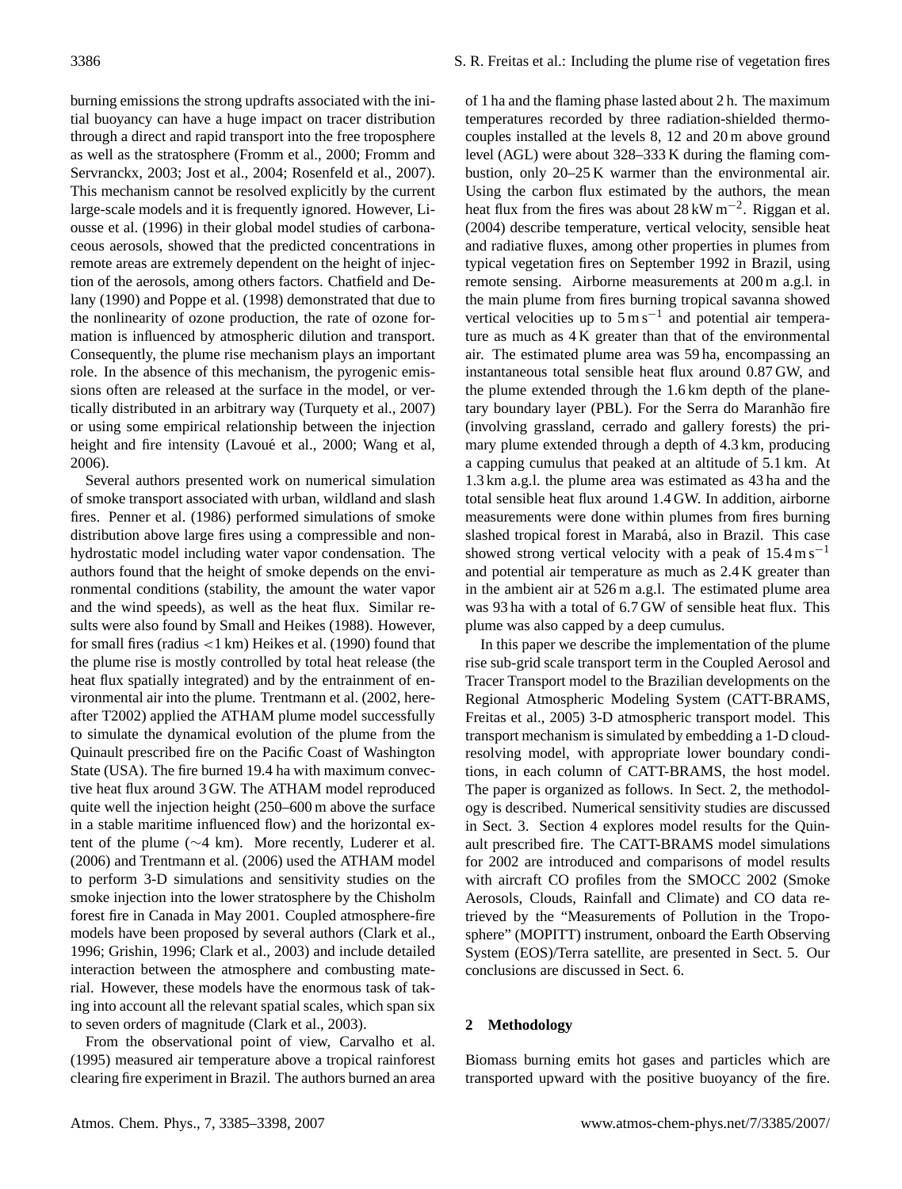burning emissions the strong updrafts associated with the initial buoyancy can have a huge impact on tracer distribution through a direct and rapid transport into the free troposphere as well as the stratosphere (Fromm et al., 2000; Fromm and Servranckx, 2003; Jost et al., 2004; Rosenfeld et al., 2007). This mechanism cannot be resolved explicitly by the current large-scale models and it is frequently ignored. However, Liousse et al. (1996) in their global model studies of carbonaceous aerosols, showed that the predicted concentrations in remote areas are extremely dependent on the height of injection of the aerosols, among others factors. Chatfield and Delany (1990) and Poppe et al. (1998) demonstrated that due to the nonlinearity of ozone production, the rate of ozone formation is influenced by atmospheric dilution and transport. Consequently, the plume rise mechanism plays an important role. In the absence of this mechanism, the pyrogenic emissions often are released at the surface in the model, or vertically distributed in an arbitrary way (Turquety et al., 2007) or using some empirical relationship between the injection height and fire intensity (Lavoué et al., 2000; Wang et al, 2006).

Several authors presented work on numerical simulation of smoke transport associated with urban, wildland and slash fires. Penner et al. (1986) performed simulations of smoke distribution above large fires using a compressible and nonhydrostatic model including water vapor condensation. The authors found that the height of smoke depends on the environmental conditions (stability, the amount the water vapor and the wind speeds), as well as the heat flux. Similar results were also found by Small and Heikes (1988). However, for small fires (radius $<1$ km) Heikes et al. (1990) found that the plume rise is mostly controlled by total heat release (the heat flux spatially integrated) and by the entrainment of environmental air into the plume. Trentmann et al. (2002, hereafter T2002) applied the ATHAM plume model successfully to simulate the dynamical evolution of the plume from the Quinault prescribed fire on the Pacific Coast of Washington State (USA). The fire burned 19.4 ha with maximum convective heat flux around 3 GW. The ATHAM model reproduced quite well the injection height (250–600 m above the surface in a stable maritime influenced flow) and the horizontal extent of the plume ($\sim$4 km). More recently, Luderer et al. (2006) and Trentmann et al. (2006) used the ATHAM model to perform 3-D simulations and sensitivity studies on the smoke injection into the lower stratosphere by the Chisholm forest fire in Canada in May 2001. Coupled atmosphere-fire models have been proposed by several authors (Clark et al., 1996; Grishin, 1996; Clark et al., 2003) and include detailed interaction between the atmosphere and combusting material. However, these models have the enormous task of taking into account all the relevant spatial scales, which span six to seven orders of magnitude (Clark et al., 2003).

From the observational point of view, Carvalho et al. (1995) measured air temperature above a tropical rainforest clearing fire experiment in Brazil. The authors burned an area of 1 ha and the flaming phase lasted about 2 h. The maximum temperatures recorded by three radiation-shielded thermocouples installed at the levels 8, 12 and 20 m above ground level (AGL) were about 328–333 K during the flaming combustion, only 20–25 K warmer than the environmental air. Using the carbon flux estimated by the authors, the mean heat flux from the fires was about 28 kW m$^{-2}$. Riggan et al. (2004) describe temperature, vertical velocity, sensible heat and radiative fluxes, among other properties in plumes from typical vegetation fires on September 1992 in Brazil, using remote sensing. Airborne measurements at 200 m a.g.l. in the main plume from fires burning tropical savanna showed vertical velocities up to 5 m s$^{-1}$ and potential air temperature as much as 4 K greater than that of the environmental air. The estimated plume area was 59 ha, encompassing an instantaneous total sensible heat flux around 0.87 GW, and the plume extended through the 1.6 km depth of the planetary boundary layer (PBL). For the Serra do Maranhão fire (involving grassland, cerrado and gallery forests) the primary plume extended through a depth of 4.3 km, producing a capping cumulus that peaked at an altitude of 5.1 km. At 1.3 km a.g.l. the plume area was estimated as 43 ha and the total sensible heat flux around 1.4 GW. In addition, airborne measurements were done within plumes from fires burning slashed tropical forest in Marabá, also in Brazil. This case showed strong vertical velocity with a peak of 15.4 m s$^{-1}$ and potential air temperature as much as 2.4 K greater than in the ambient air at 526 m a.g.l. The estimated plume area was 93 ha with a total of 6.7 GW of sensible heat flux. This plume was also capped by a deep cumulus.

In this paper we describe the implementation of the plume rise sub-grid scale transport term in the Coupled Aerosol and Tracer Transport model to the Brazilian developments on the Regional Atmospheric Modeling System (CATT-BRAMS, Freitas et al., 2005) 3-D atmospheric transport model. This transport mechanism is simulated by embedding a 1-D cloud-resolving model, with appropriate lower boundary conditions, in each column of CATT-BRAMS, the host model. The paper is organized as follows. In Sect. 2, the methodology is described. Numerical sensitivity studies are discussed in Sect. 3. Section 4 explores model results for the Quinault prescribed fire. The CATT-BRAMS model simulations for 2002 are introduced and comparisons of model results with aircraft CO profiles from the SMOCC 2002 (Smoke Aerosols, Clouds, Rainfall and Climate) and CO data retrieved by the "Measurements of Pollution in the Troposphere" (MOPITT) instrument, onboard the Earth Observing System (EOS)/Terra satellite, are presented in Sect. 5. Our conclusions are discussed in Sect. 6.

## 2 Methodology

Biomass burning emits hot gases and particles which are transported upward with the positive buoyancy of the fire.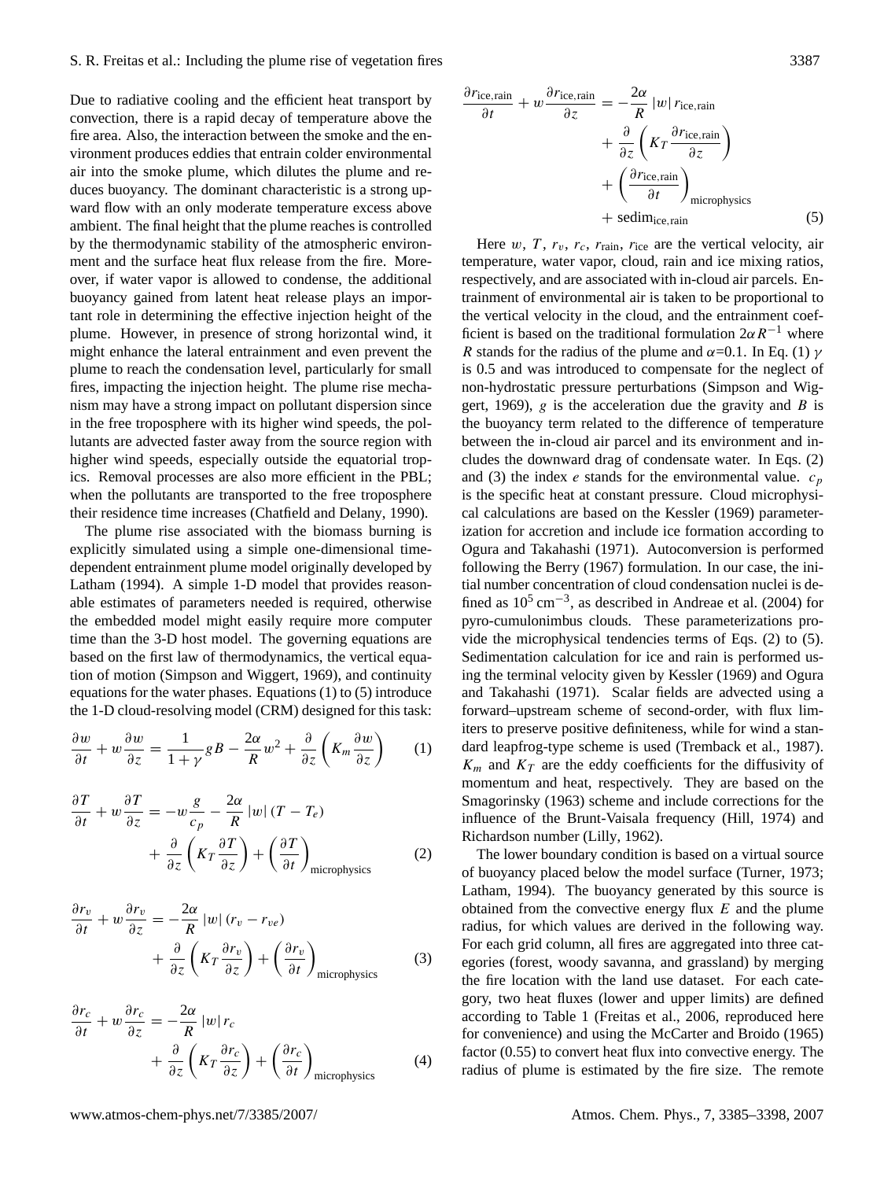Due to radiative cooling and the efficient heat transport by convection, there is a rapid decay of temperature above the fire area. Also, the interaction between the smoke and the environment produces eddies that entrain colder environmental air into the smoke plume, which dilutes the plume and reduces buoyancy. The dominant characteristic is a strong upward flow with an only moderate temperature excess above ambient. The final height that the plume reaches is controlled by the thermodynamic stability of the atmospheric environment and the surface heat flux release from the fire. Moreover, if water vapor is allowed to condense, the additional buoyancy gained from latent heat release plays an important role in determining the effective injection height of the plume. However, in presence of strong horizontal wind, it might enhance the lateral entrainment and even prevent the plume to reach the condensation level, particularly for small fires, impacting the injection height. The plume rise mechanism may have a strong impact on pollutant dispersion since in the free troposphere with its higher wind speeds, the pollutants are advected faster away from the source region with higher wind speeds, especially outside the equatorial tropics. Removal processes are also more efficient in the PBL; when the pollutants are transported to the free troposphere their residence time increases (Chatfield and Delany, 1990).

The plume rise associated with the biomass burning is explicitly simulated using a simple one-dimensional time-dependent entrainment plume model originally developed by Latham (1994). A simple 1-D model that provides reasonable estimates of parameters needed is required, otherwise the embedded model might easily require more computer time than the 3-D host model. The governing equations are based on the first law of thermodynamics, the vertical equation of motion (Simpson and Wiggert, 1969), and continuity equations for the water phases. Equations (1) to (5) introduce the 1-D cloud-resolving model (CRM) designed for this task:

$$\frac{\partial w}{\partial t} + w\frac{\partial w}{\partial z} = \frac{1}{1+\gamma} gB - \frac{2\alpha}{R} w^2 + \frac{\partial}{\partial z}\left(K_m \frac{\partial w}{\partial z}\right) \tag{1}$$

$$\frac{\partial T}{\partial t} + w\frac{\partial T}{\partial z} = -w\frac{g}{c_p} - \frac{2\alpha}{R}|w|(T - T_e) + \frac{\partial}{\partial z}\left(K_T \frac{\partial T}{\partial z}\right) + \left(\frac{\partial T}{\partial t}\right)_{\text{microphysics}} \tag{2}$$

$$\frac{\partial r_v}{\partial t} + w\frac{\partial r_v}{\partial z} = -\frac{2\alpha}{R}|w|(r_v - r_{ve}) + \frac{\partial}{\partial z}\left(K_T \frac{\partial r_v}{\partial z}\right) + \left(\frac{\partial r_v}{\partial t}\right)_{\text{microphysics}} \tag{3}$$

$$\frac{\partial r_c}{\partial t} + w\frac{\partial r_c}{\partial z} = -\frac{2\alpha}{R}|w| r_c + \frac{\partial}{\partial z}\left(K_T \frac{\partial r_c}{\partial z}\right) + \left(\frac{\partial r_c}{\partial t}\right)_{\text{microphysics}} \tag{4}$$

$$\frac{\partial r_{\text{ice,rain}}}{\partial t} + w\frac{\partial r_{\text{ice,rain}}}{\partial z} = -\frac{2\alpha}{R}|w| r_{\text{ice,rain}} + \frac{\partial}{\partial z}\left(K_T \frac{\partial r_{\text{ice,rain}}}{\partial z}\right) + \left(\frac{\partial r_{\text{ice,rain}}}{\partial t}\right)_{\text{microphysics}} + \text{sedim}_{\text{ice,rain}} \tag{5}$$

Here $w$, $T$, $r_v$, $r_c$, $r_{\text{rain}}$, $r_{\text{ice}}$ are the vertical velocity, air temperature, water vapor, cloud, rain and ice mixing ratios, respectively, and are associated with in-cloud air parcels. Entrainment of environmental air is taken to be proportional to the vertical velocity in the cloud, and the entrainment coefficient is based on the traditional formulation $2\alpha R^{-1}$ where $R$ stands for the radius of the plume and $\alpha$=0.1. In Eq. (1) $\gamma$ is 0.5 and was introduced to compensate for the neglect of non-hydrostatic pressure perturbations (Simpson and Wiggert, 1969), $g$ is the acceleration due the gravity and $B$ is the buoyancy term related to the difference of temperature between the in-cloud air parcel and its environment and includes the downward drag of condensate water. In Eqs. (2) and (3) the index $e$ stands for the environmental value. $c_p$ is the specific heat at constant pressure. Cloud microphysical calculations are based on the Kessler (1969) parameterization for accretion and include ice formation according to Ogura and Takahashi (1971). Autoconversion is performed following the Berry (1967) formulation. In our case, the initial number concentration of cloud condensation nuclei is defined as $10^5\,\text{cm}^{-3}$, as described in Andreae et al. (2004) for pyro-cumulonimbus clouds. These parameterizations provide the microphysical tendencies terms of Eqs. (2) to (5). Sedimentation calculation for ice and rain is performed using the terminal velocity given by Kessler (1969) and Ogura and Takahashi (1971). Scalar fields are advected using a forward–upstream scheme of second-order, with flux limiters to preserve positive definiteness, while for wind a standard leapfrog-type scheme is used (Tremback et al., 1987). $K_m$ and $K_T$ are the eddy coefficients for the diffusivity of momentum and heat, respectively. They are based on the Smagorinsky (1963) scheme and include corrections for the influence of the Brunt-Vaisala frequency (Hill, 1974) and Richardson number (Lilly, 1962).

The lower boundary condition is based on a virtual source of buoyancy placed below the model surface (Turner, 1973; Latham, 1994). The buoyancy generated by this source is obtained from the convective energy flux $E$ and the plume radius, for which values are derived in the following way. For each grid column, all fires are aggregated into three categories (forest, woody savanna, and grassland) by merging the fire location with the land use dataset. For each category, two heat fluxes (lower and upper limits) are defined according to Table 1 (Freitas et al., 2006, reproduced here for convenience) and using the McCarter and Broido (1965) factor (0.55) to convert heat flux into convective energy. The radius of plume is estimated by the fire size. The remote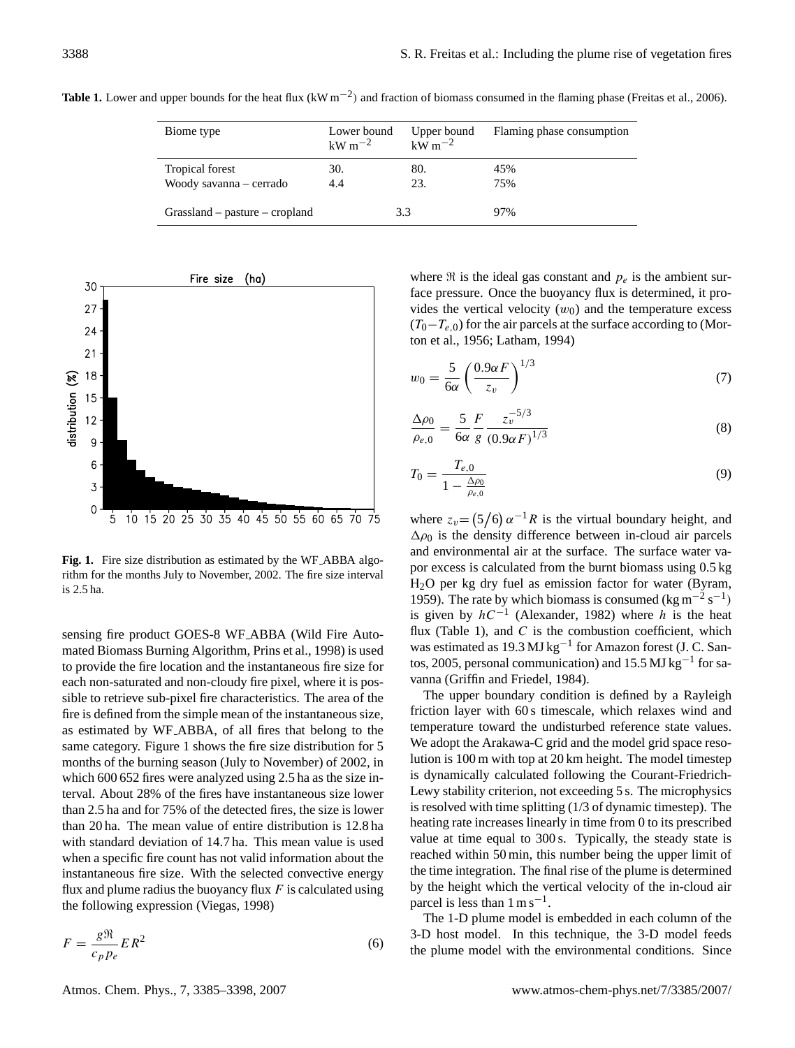**Table 1.** Lower and upper bounds for the heat flux ($kW\,m^{-2}$) and fraction of biomass consumed in the flaming phase (Freitas et al., 2006).

| Biome type | Lower bound $kW\,m^{-2}$ | Upper bound $kW\,m^{-2}$ | Flaming phase consumption |
|---|---|---|---|
| Tropical forest | 30. | 80. | 45% |
| Woody savanna – cerrado | 4.4 | 23. | 75% |
| Grassland – pasture – cropland | 3.3 | | 97% |

**Fig. 1.** Fire size distribution as estimated by the WF_ABBA algorithm for the months July to November, 2002. The fire size interval is 2.5 ha.

sensing fire product GOES-8 WF_ABBA (Wild Fire Automated Biomass Burning Algorithm, Prins et al., 1998) is used to provide the fire location and the instantaneous fire size for each non-saturated and non-cloudy fire pixel, where it is possible to retrieve sub-pixel fire characteristics. The area of the fire is defined from the simple mean of the instantaneous size, as estimated by WF_ABBA, of all fires that belong to the same category. Figure 1 shows the fire size distribution for 5 months of the burning season (July to November) of 2002, in which 600 652 fires were analyzed using 2.5 ha as the size interval. About 28% of the fires have instantaneous size lower than 2.5 ha and for 75% of the detected fires, the size is lower than 20 ha. The mean value of entire distribution is 12.8 ha with standard deviation of 14.7 ha. This mean value is used when a specific fire count has not valid information about the instantaneous fire size. With the selected convective energy flux and plume radius the buoyancy flux $F$ is calculated using the following expression (Viegas, 1998)

$$F = \frac{g\Re}{c_p p_e} E R^2 \tag{6}$$

where $\Re$ is the ideal gas constant and $p_e$ is the ambient surface pressure. Once the buoyancy flux is determined, it provides the vertical velocity ($w_0$) and the temperature excess ($T_0 - T_{e,0}$) for the air parcels at the surface according to (Morton et al., 1956; Latham, 1994)

$$w_0 = \frac{5}{6\alpha}\left(\frac{0.9\alpha F}{z_v}\right)^{1/3} \tag{7}$$

$$\frac{\Delta\rho_0}{\rho_{e,0}} = \frac{5}{6\alpha}\frac{F}{g}\frac{z_v^{-5/3}}{(0.9\alpha F)^{1/3}} \tag{8}$$

$$T_0 = \frac{T_{e,0}}{1 - \frac{\Delta\rho_0}{\rho_{e,0}}} \tag{9}$$

where $z_v = (5/6)\,\alpha^{-1} R$ is the virtual boundary height, and $\Delta\rho_0$ is the density difference between in-cloud air parcels and environmental air at the surface. The surface water vapor excess is calculated from the burnt biomass using 0.5 kg $H_2O$ per kg dry fuel as emission factor for water (Byram, 1959). The rate by which biomass is consumed ($kg\,m^{-2}\,s^{-1}$) is given by $hC^{-1}$ (Alexander, 1982) where $h$ is the heat flux (Table 1), and $C$ is the combustion coefficient, which was estimated as 19.3 $MJ\,kg^{-1}$ for Amazon forest (J. C. Santos, 2005, personal communication) and 15.5 $MJ\,kg^{-1}$ for savanna (Griffin and Friedel, 1984).

The upper boundary condition is defined by a Rayleigh friction layer with 60 s timescale, which relaxes wind and temperature toward the undisturbed reference state values. We adopt the Arakawa-C grid and the model grid space resolution is 100 m with top at 20 km height. The model timestep is dynamically calculated following the Courant-Friedrich-Lewy stability criterion, not exceeding 5 s. The microphysics is resolved with time splitting (1/3 of dynamic timestep). The heating rate increases linearly in time from 0 to its prescribed value at time equal to 300 s. Typically, the steady state is reached within 50 min, this number being the upper limit of the time integration. The final rise of the plume is determined by the height which the vertical velocity of the in-cloud air parcel is less than 1 $m\,s^{-1}$.

The 1-D plume model is embedded in each column of the 3-D host model. In this technique, the 3-D model feeds the plume model with the environmental conditions. Since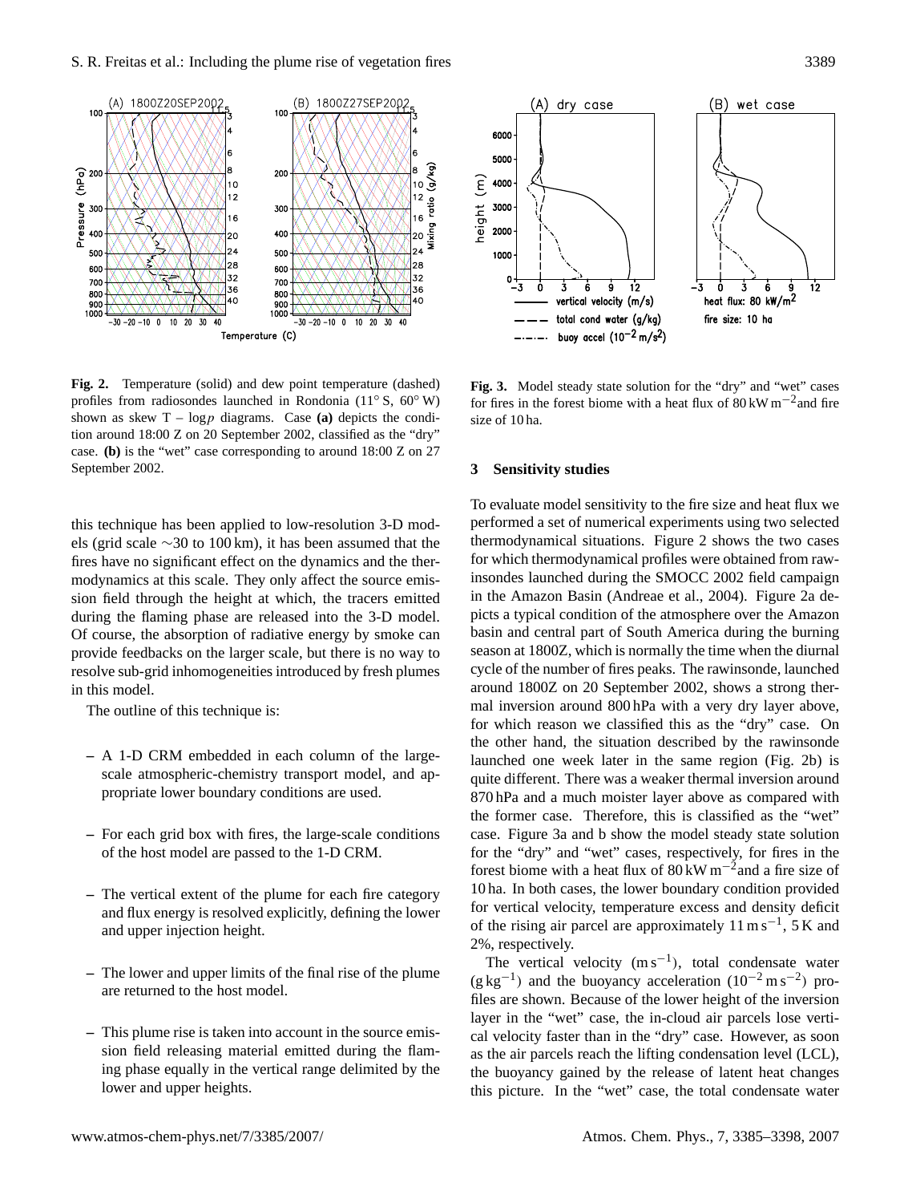**Fig. 2.** Temperature (solid) and dew point temperature (dashed) profiles from radiosondes launched in Rondonia (11° S, 60° W) shown as skew T – log$p$ diagrams. Case **(a)** depicts the condition around 18:00 Z on 20 September 2002, classified as the "dry" case. **(b)** is the "wet" case corresponding to around 18:00 Z on 27 September 2002.

**Fig. 3.** Model steady state solution for the "dry" and "wet" cases for fires in the forest biome with a heat flux of 80 kW m$^{-2}$ and fire size of 10 ha.

this technique has been applied to low-resolution 3-D models (grid scale ∼30 to 100 km), it has been assumed that the fires have no significant effect on the dynamics and the thermodynamics at this scale. They only affect the source emission field through the height at which, the tracers emitted during the flaming phase are released into the 3-D model. Of course, the absorption of radiative energy by smoke can provide feedbacks on the larger scale, but there is no way to resolve sub-grid inhomogeneities introduced by fresh plumes in this model.

The outline of this technique is:

- A 1-D CRM embedded in each column of the large-scale atmospheric-chemistry transport model, and appropriate lower boundary conditions are used.
- For each grid box with fires, the large-scale conditions of the host model are passed to the 1-D CRM.
- The vertical extent of the plume for each fire category and flux energy is resolved explicitly, defining the lower and upper injection height.
- The lower and upper limits of the final rise of the plume are returned to the host model.
- This plume rise is taken into account in the source emission field releasing material emitted during the flaming phase equally in the vertical range delimited by the lower and upper heights.

## 3 Sensitivity studies

To evaluate model sensitivity to the fire size and heat flux we performed a set of numerical experiments using two selected thermodynamical situations. Figure 2 shows the two cases for which thermodynamical profiles were obtained from rawinsondes launched during the SMOCC 2002 field campaign in the Amazon Basin (Andreae et al., 2004). Figure 2a depicts a typical condition of the atmosphere over the Amazon basin and central part of South America during the burning season at 1800Z, which is normally the time when the diurnal cycle of the number of fires peaks. The rawinsonde, launched around 1800Z on 20 September 2002, shows a strong thermal inversion around 800 hPa with a very dry layer above, for which reason we classified this as the "dry" case. On the other hand, the situation described by the rawinsonde launched one week later in the same region (Fig. 2b) is quite different. There was a weaker thermal inversion around 870 hPa and a much moister layer above as compared with the former case. Therefore, this is classified as the "wet" case. Figure 3a and b show the model steady state solution for the "dry" and "wet" cases, respectively, for fires in the forest biome with a heat flux of 80 kW m$^{-2}$ and a fire size of 10 ha. In both cases, the lower boundary condition provided for vertical velocity, temperature excess and density deficit of the rising air parcel are approximately 11 m s$^{-1}$, 5 K and 2%, respectively.

The vertical velocity (m s$^{-1}$), total condensate water (g kg$^{-1}$) and the buoyancy acceleration ($10^{-2}$ m s$^{-2}$) profiles are shown. Because of the lower height of the inversion layer in the "wet" case, the in-cloud air parcels lose vertical velocity faster than in the "dry" case. However, as soon as the air parcels reach the lifting condensation level (LCL), the buoyancy gained by the release of latent heat changes this picture. In the "wet" case, the total condensate water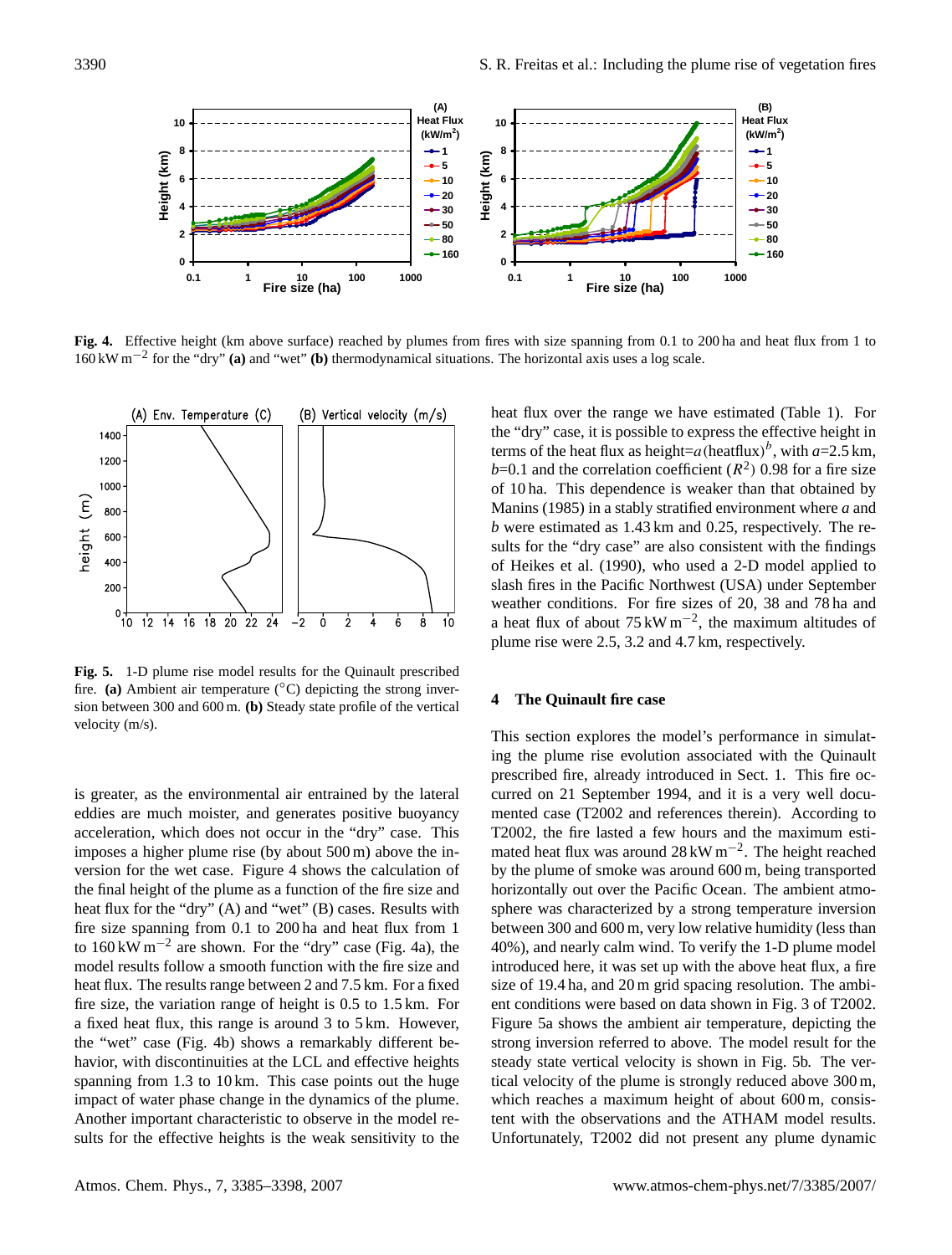**Fig. 4.** Effective height (km above surface) reached by plumes from fires with size spanning from 0.1 to 200 ha and heat flux from 1 to 160 kW m$^{-2}$ for the "dry" **(a)** and "wet" **(b)** thermodynamical situations. The horizontal axis uses a log scale.

**Fig. 5.** 1-D plume rise model results for the Quinault prescribed fire. **(a)** Ambient air temperature (°C) depicting the strong inversion between 300 and 600 m. **(b)** Steady state profile of the vertical velocity (m/s).

is greater, as the environmental air entrained by the lateral eddies are much moister, and generates positive buoyancy acceleration, which does not occur in the "dry" case. This imposes a higher plume rise (by about 500 m) above the inversion for the wet case. Figure 4 shows the calculation of the final height of the plume as a function of the fire size and heat flux for the "dry" (A) and "wet" (B) cases. Results with fire size spanning from 0.1 to 200 ha and heat flux from 1 to 160 kW m$^{-2}$ are shown. For the "dry" case (Fig. 4a), the model results follow a smooth function with the fire size and heat flux. The results range between 2 and 7.5 km. For a fixed fire size, the variation range of height is 0.5 to 1.5 km. For a fixed heat flux, this range is around 3 to 5 km. However, the "wet" case (Fig. 4b) shows a remarkably different behavior, with discontinuities at the LCL and effective heights spanning from 1.3 to 10 km. This case points out the huge impact of water phase change in the dynamics of the plume. Another important characteristic to observe in the model results for the effective heights is the weak sensitivity to the heat flux over the range we have estimated (Table 1). For the "dry" case, it is possible to express the effective height in terms of the heat flux as height=$a$(heatflux)$^b$, with $a$=2.5 km, $b$=0.1 and the correlation coefficient ($R^2$) 0.98 for a fire size of 10 ha. This dependence is weaker than that obtained by Manins (1985) in a stably stratified environment where $a$ and $b$ were estimated as 1.43 km and 0.25, respectively. The results for the "dry case" are also consistent with the findings of Heikes et al. (1990), who used a 2-D model applied to slash fires in the Pacific Northwest (USA) under September weather conditions. For fire sizes of 20, 38 and 78 ha and a heat flux of about 75 kW m$^{-2}$, the maximum altitudes of plume rise were 2.5, 3.2 and 4.7 km, respectively.

## 4 The Quinault fire case

This section explores the model's performance in simulating the plume rise evolution associated with the Quinault prescribed fire, already introduced in Sect. 1. This fire occurred on 21 September 1994, and it is a very well documented case (T2002 and references therein). According to T2002, the fire lasted a few hours and the maximum estimated heat flux was around 28 kW m$^{-2}$. The height reached by the plume of smoke was around 600 m, being transported horizontally out over the Pacific Ocean. The ambient atmosphere was characterized by a strong temperature inversion between 300 and 600 m, very low relative humidity (less than 40%), and nearly calm wind. To verify the 1-D plume model introduced here, it was set up with the above heat flux, a fire size of 19.4 ha, and 20 m grid spacing resolution. The ambient conditions were based on data shown in Fig. 3 of T2002. Figure 5a shows the ambient air temperature, depicting the strong inversion referred to above. The model result for the steady state vertical velocity is shown in Fig. 5b. The vertical velocity of the plume is strongly reduced above 300 m, which reaches a maximum height of about 600 m, consistent with the observations and the ATHAM model results. Unfortunately, T2002 did not present any plume dynamic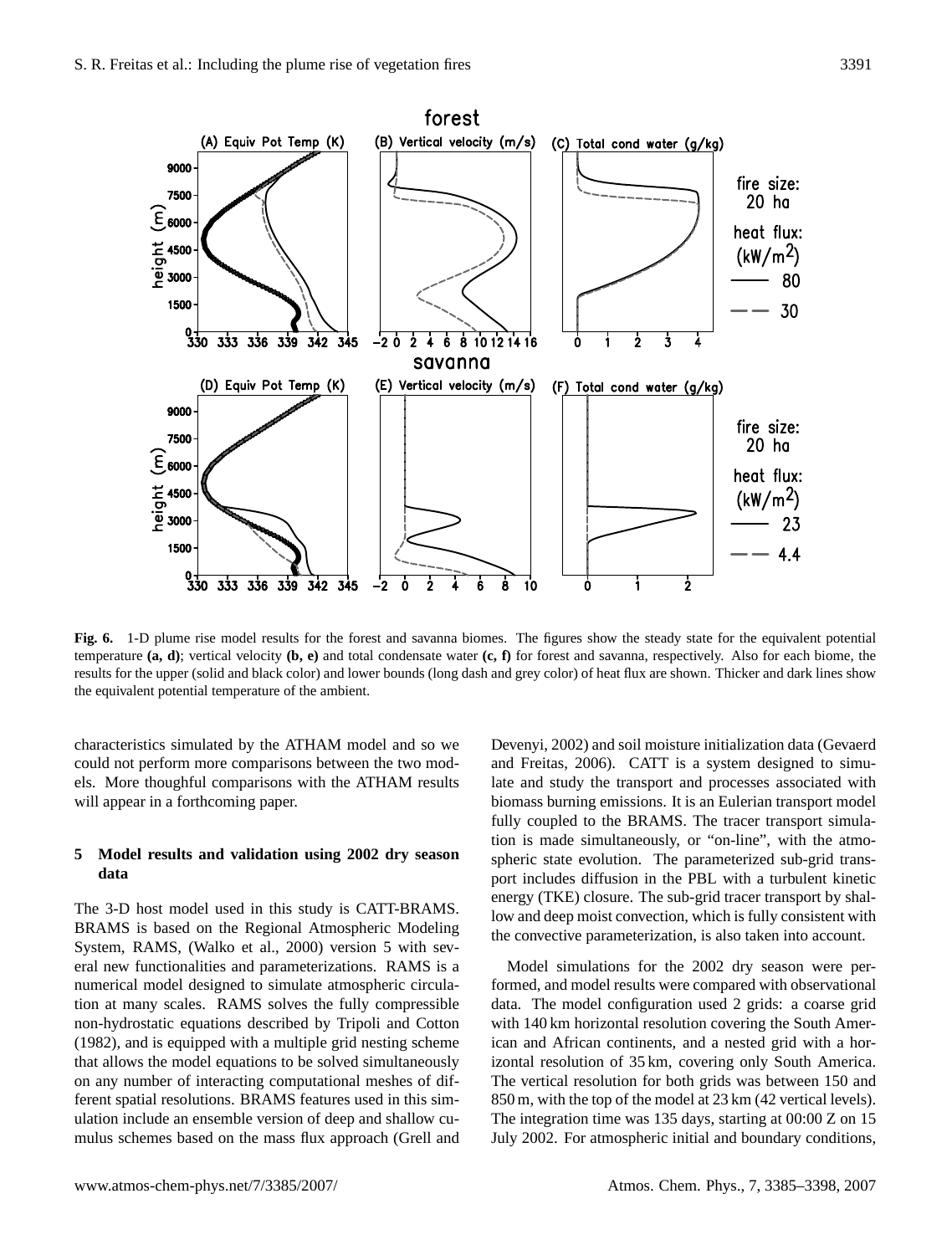**Fig. 6.** 1-D plume rise model results for the forest and savanna biomes. The figures show the steady state for the equivalent potential temperature **(a, d)**; vertical velocity **(b, e)** and total condensate water **(c, f)** for forest and savanna, respectively. Also for each biome, the results for the upper (solid and black color) and lower bounds (long dash and grey color) of heat flux are shown. Thicker and dark lines show the equivalent potential temperature of the ambient.

characteristics simulated by the ATHAM model and so we could not perform more comparisons between the two models. More thoughful comparisons with the ATHAM results will appear in a forthcoming paper.

## 5 Model results and validation using 2002 dry season data

The 3-D host model used in this study is CATT-BRAMS. BRAMS is based on the Regional Atmospheric Modeling System, RAMS, (Walko et al., 2000) version 5 with several new functionalities and parameterizations. RAMS is a numerical model designed to simulate atmospheric circulation at many scales. RAMS solves the fully compressible non-hydrostatic equations described by Tripoli and Cotton (1982), and is equipped with a multiple grid nesting scheme that allows the model equations to be solved simultaneously on any number of interacting computational meshes of different spatial resolutions. BRAMS features used in this simulation include an ensemble version of deep and shallow cumulus schemes based on the mass flux approach (Grell and Devenyi, 2002) and soil moisture initialization data (Gevaerd and Freitas, 2006). CATT is a system designed to simulate and study the transport and processes associated with biomass burning emissions. It is an Eulerian transport model fully coupled to the BRAMS. The tracer transport simulation is made simultaneously, or "on-line", with the atmospheric state evolution. The parameterized sub-grid transport includes diffusion in the PBL with a turbulent kinetic energy (TKE) closure. The sub-grid tracer transport by shallow and deep moist convection, which is fully consistent with the convective parameterization, is also taken into account.

Model simulations for the 2002 dry season were performed, and model results were compared with observational data. The model configuration used 2 grids: a coarse grid with 140 km horizontal resolution covering the South American and African continents, and a nested grid with a horizontal resolution of 35 km, covering only South America. The vertical resolution for both grids was between 150 and 850 m, with the top of the model at 23 km (42 vertical levels). The integration time was 135 days, starting at 00:00 Z on 15 July 2002. For atmospheric initial and boundary conditions,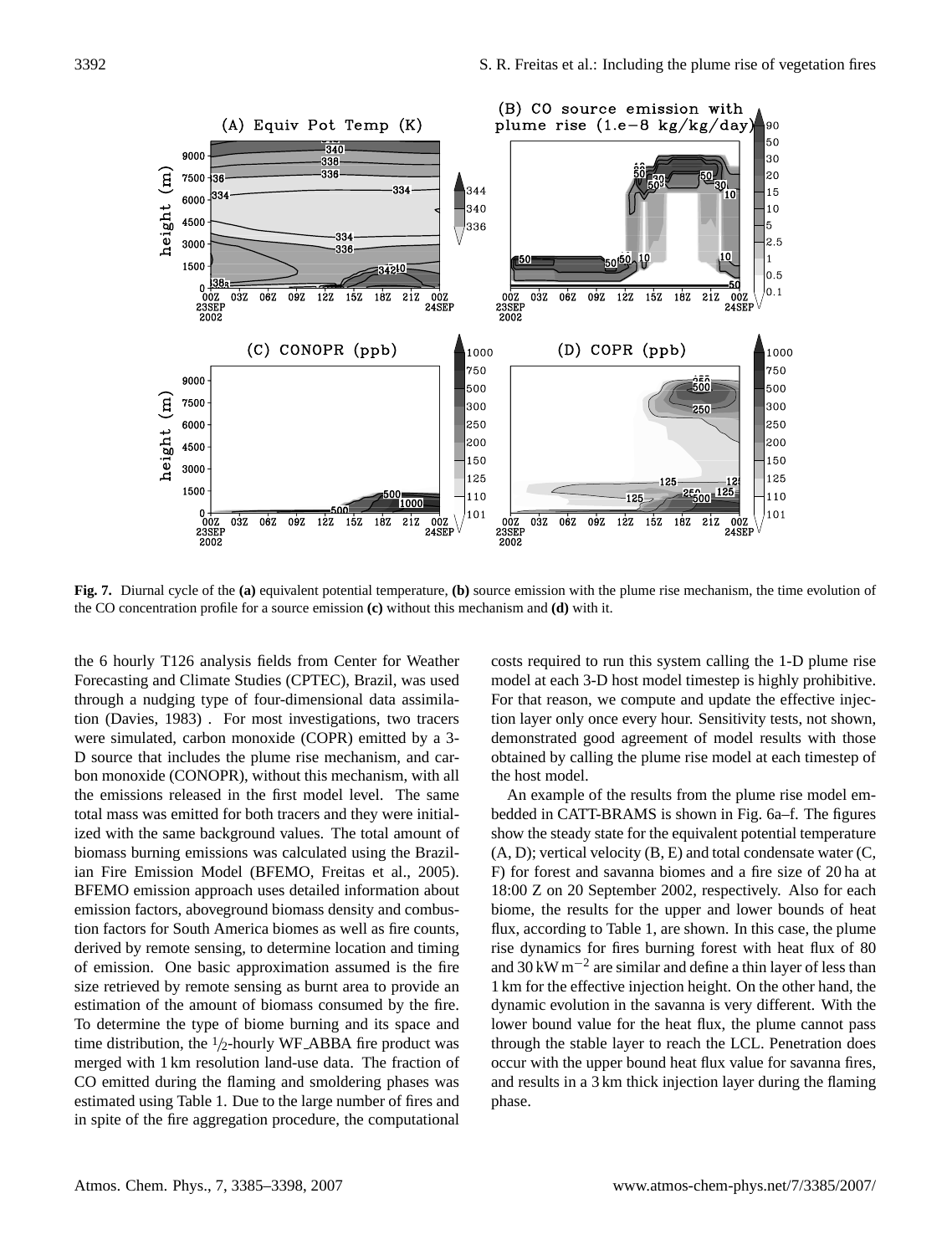**Fig. 7.** Diurnal cycle of the **(a)** equivalent potential temperature, **(b)** source emission with the plume rise mechanism, the time evolution of the CO concentration profile for a source emission **(c)** without this mechanism and **(d)** with it.

the 6 hourly T126 analysis fields from Center for Weather Forecasting and Climate Studies (CPTEC), Brazil, was used through a nudging type of four-dimensional data assimilation (Davies, 1983) . For most investigations, two tracers were simulated, carbon monoxide (COPR) emitted by a 3-D source that includes the plume rise mechanism, and carbon monoxide (CONOPR), without this mechanism, with all the emissions released in the first model level. The same total mass was emitted for both tracers and they were initialized with the same background values. The total amount of biomass burning emissions was calculated using the Brazilian Fire Emission Model (BFEMO, Freitas et al., 2005). BFEMO emission approach uses detailed information about emission factors, aboveground biomass density and combustion factors for South America biomes as well as fire counts, derived by remote sensing, to determine location and timing of emission. One basic approximation assumed is the fire size retrieved by remote sensing as burnt area to provide an estimation of the amount of biomass consumed by the fire. To determine the type of biome burning and its space and time distribution, the 1/2-hourly WF_ABBA fire product was merged with 1 km resolution land-use data. The fraction of CO emitted during the flaming and smoldering phases was estimated using Table 1. Due to the large number of fires and in spite of the fire aggregation procedure, the computational costs required to run this system calling the 1-D plume rise model at each 3-D host model timestep is highly prohibitive. For that reason, we compute and update the effective injection layer only once every hour. Sensitivity tests, not shown, demonstrated good agreement of model results with those obtained by calling the plume rise model at each timestep of the host model.

An example of the results from the plume rise model embedded in CATT-BRAMS is shown in Fig. 6a–f. The figures show the steady state for the equivalent potential temperature (A, D); vertical velocity (B, E) and total condensate water (C, F) for forest and savanna biomes and a fire size of 20 ha at 18:00 Z on 20 September 2002, respectively. Also for each biome, the results for the upper and lower bounds of heat flux, according to Table 1, are shown. In this case, the plume rise dynamics for fires burning forest with heat flux of 80 and 30 $\mathrm{kW\,m^{-2}}$ are similar and define a thin layer of less than 1 km for the effective injection height. On the other hand, the dynamic evolution in the savanna is very different. With the lower bound value for the heat flux, the plume cannot pass through the stable layer to reach the LCL. Penetration does occur with the upper bound heat flux value for savanna fires, and results in a 3 km thick injection layer during the flaming phase.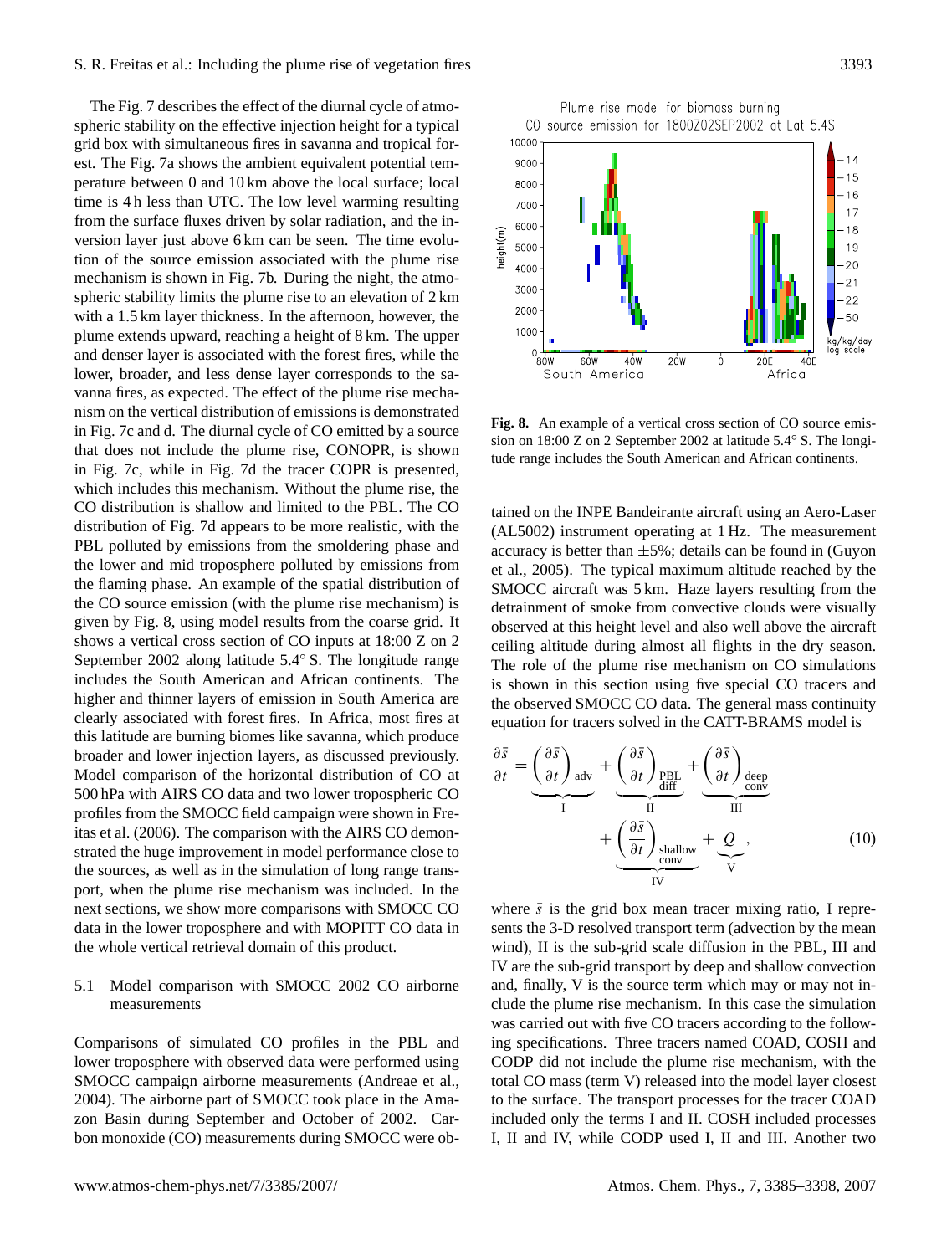The Fig. 7 describes the effect of the diurnal cycle of atmospheric stability on the effective injection height for a typical grid box with simultaneous fires in savanna and tropical forest. The Fig. 7a shows the ambient equivalent potential temperature between 0 and 10 km above the local surface; local time is 4 h less than UTC. The low level warming resulting from the surface fluxes driven by solar radiation, and the inversion layer just above 6 km can be seen. The time evolution of the source emission associated with the plume rise mechanism is shown in Fig. 7b. During the night, the atmospheric stability limits the plume rise to an elevation of 2 km with a 1.5 km layer thickness. In the afternoon, however, the plume extends upward, reaching a height of 8 km. The upper and denser layer is associated with the forest fires, while the lower, broader, and less dense layer corresponds to the savanna fires, as expected. The effect of the plume rise mechanism on the vertical distribution of emissions is demonstrated in Fig. 7c and d. The diurnal cycle of CO emitted by a source that does not include the plume rise, CONOPR, is shown in Fig. 7c, while in Fig. 7d the tracer COPR is presented, which includes this mechanism. Without the plume rise, the CO distribution is shallow and limited to the PBL. The CO distribution of Fig. 7d appears to be more realistic, with the PBL polluted by emissions from the smoldering phase and the lower and mid troposphere polluted by emissions from the flaming phase. An example of the spatial distribution of the CO source emission (with the plume rise mechanism) is given by Fig. 8, using model results from the coarse grid. It shows a vertical cross section of CO inputs at 18:00 Z on 2 September 2002 along latitude 5.4° S. The longitude range includes the South American and African continents. The higher and thinner layers of emission in South America are clearly associated with forest fires. In Africa, most fires at this latitude are burning biomes like savanna, which produce broader and lower injection layers, as discussed previously. Model comparison of the horizontal distribution of CO at 500 hPa with AIRS CO data and two lower tropospheric CO profiles from the SMOCC field campaign were shown in Freitas et al. (2006). The comparison with the AIRS CO demonstrated the huge improvement in model performance close to the sources, as well as in the simulation of long range transport, when the plume rise mechanism was included. In the next sections, we show more comparisons with SMOCC CO data in the lower troposphere and with MOPITT CO data in the whole vertical retrieval domain of this product.

**Fig. 8.** An example of a vertical cross section of CO source emission on 18:00 Z on 2 September 2002 at latitude 5.4° S. The longitude range includes the South American and African continents.

### 5.1 Model comparison with SMOCC 2002 CO airborne measurements

Comparisons of simulated CO profiles in the PBL and lower troposphere with observed data were performed using SMOCC campaign airborne measurements (Andreae et al., 2004). The airborne part of SMOCC took place in the Amazon Basin during September and October of 2002. Carbon monoxide (CO) measurements during SMOCC were obtained on the INPE Bandeirante aircraft using an Aero-Laser (AL5002) instrument operating at 1 Hz. The measurement accuracy is better than ±5%; details can be found in (Guyon et al., 2005). The typical maximum altitude reached by the SMOCC aircraft was 5 km. Haze layers resulting from the detrainment of smoke from convective clouds were visually observed at this height level and also well above the aircraft ceiling altitude during almost all flights in the dry season. The role of the plume rise mechanism on CO simulations is shown in this section using five special CO tracers and the observed SMOCC CO data. The general mass continuity equation for tracers solved in the CATT-BRAMS model is

$$\frac{\partial \bar{s}}{\partial t} = \underbrace{\left(\frac{\partial \bar{s}}{\partial t}\right)_{\text{adv}}}_{\text{I}} + \underbrace{\left(\frac{\partial \bar{s}}{\partial t}\right)_{\substack{\text{PBL} \\ \text{diff}}}}_{\text{II}} + \underbrace{\left(\frac{\partial \bar{s}}{\partial t}\right)_{\substack{\text{deep} \\ \text{conv}}}}_{\text{III}} + \underbrace{\left(\frac{\partial \bar{s}}{\partial t}\right)_{\substack{\text{shallow} \\ \text{conv}}}}_{\text{IV}} + \underbrace{Q}_{\text{V}}, \tag{10}$$

where $\bar{s}$ is the grid box mean tracer mixing ratio, I represents the 3-D resolved transport term (advection by the mean wind), II is the sub-grid scale diffusion in the PBL, III and IV are the sub-grid transport by deep and shallow convection and, finally, V is the source term which may or may not include the plume rise mechanism. In this case the simulation was carried out with five CO tracers according to the following specifications. Three tracers named COAD, COSH and CODP did not include the plume rise mechanism, with the total CO mass (term V) released into the model layer closest to the surface. The transport processes for the tracer COAD included only the terms I and II. COSH included processes I, II and IV, while CODP used I, II and III. Another two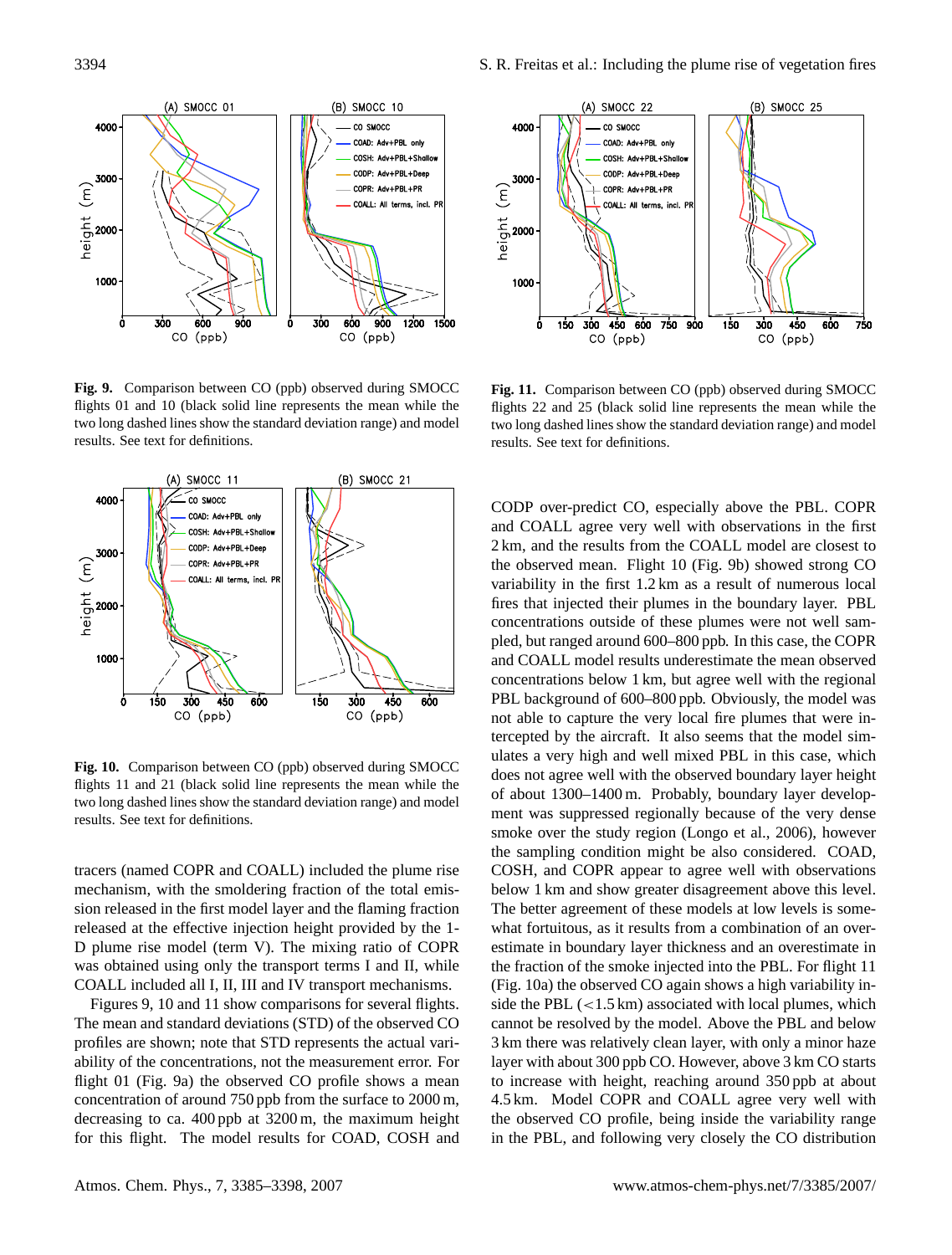**Fig. 9.** Comparison between CO (ppb) observed during SMOCC flights 01 and 10 (black solid line represents the mean while the two long dashed lines show the standard deviation range) and model results. See text for definitions.

**Fig. 10.** Comparison between CO (ppb) observed during SMOCC flights 11 and 21 (black solid line represents the mean while the two long dashed lines show the standard deviation range) and model results. See text for definitions.

tracers (named COPR and COALL) included the plume rise mechanism, with the smoldering fraction of the total emission released in the first model layer and the flaming fraction released at the effective injection height provided by the 1-D plume rise model (term V). The mixing ratio of COPR was obtained using only the transport terms I and II, while COALL included all I, II, III and IV transport mechanisms.

Figures 9, 10 and 11 show comparisons for several flights. The mean and standard deviations (STD) of the observed CO profiles are shown; note that STD represents the actual variability of the concentrations, not the measurement error. For flight 01 (Fig. 9a) the observed CO profile shows a mean concentration of around 750 ppb from the surface to 2000 m, decreasing to ca. 400 ppb at 3200 m, the maximum height for this flight. The model results for COAD, COSH and CODP over-predict CO, especially above the PBL. COPR and COALL agree very well with observations in the first 2 km, and the results from the COALL model are closest to the observed mean. Flight 10 (Fig. 9b) showed strong CO variability in the first 1.2 km as a result of numerous local fires that injected their plumes in the boundary layer. PBL concentrations outside of these plumes were not well sampled, but ranged around 600–800 ppb. In this case, the COPR and COALL model results underestimate the mean observed concentrations below 1 km, but agree well with the regional PBL background of 600–800 ppb. Obviously, the model was not able to capture the very local fire plumes that were intercepted by the aircraft. It also seems that the model simulates a very high and well mixed PBL in this case, which does not agree well with the observed boundary layer height of about 1300–1400 m. Probably, boundary layer development was suppressed regionally because of the very dense smoke over the study region (Longo et al., 2006), however the sampling condition might be also considered. COAD, COSH, and COPR appear to agree well with observations below 1 km and show greater disagreement above this level. The better agreement of these models at low levels is somewhat fortuitous, as it results from a combination of an overestimate in boundary layer thickness and an overestimate in the fraction of the smoke injected into the PBL. For flight 11 (Fig. 10a) the observed CO again shows a high variability inside the PBL (<1.5 km) associated with local plumes, which cannot be resolved by the model. Above the PBL and below 3 km there was relatively clean layer, with only a minor haze layer with about 300 ppb CO. However, above 3 km CO starts to increase with height, reaching around 350 ppb at about 4.5 km. Model COPR and COALL agree very well with the observed CO profile, being inside the variability range in the PBL, and following very closely the CO distribution

**Fig. 11.** Comparison between CO (ppb) observed during SMOCC flights 22 and 25 (black solid line represents the mean while the two long dashed lines show the standard deviation range) and model results. See text for definitions.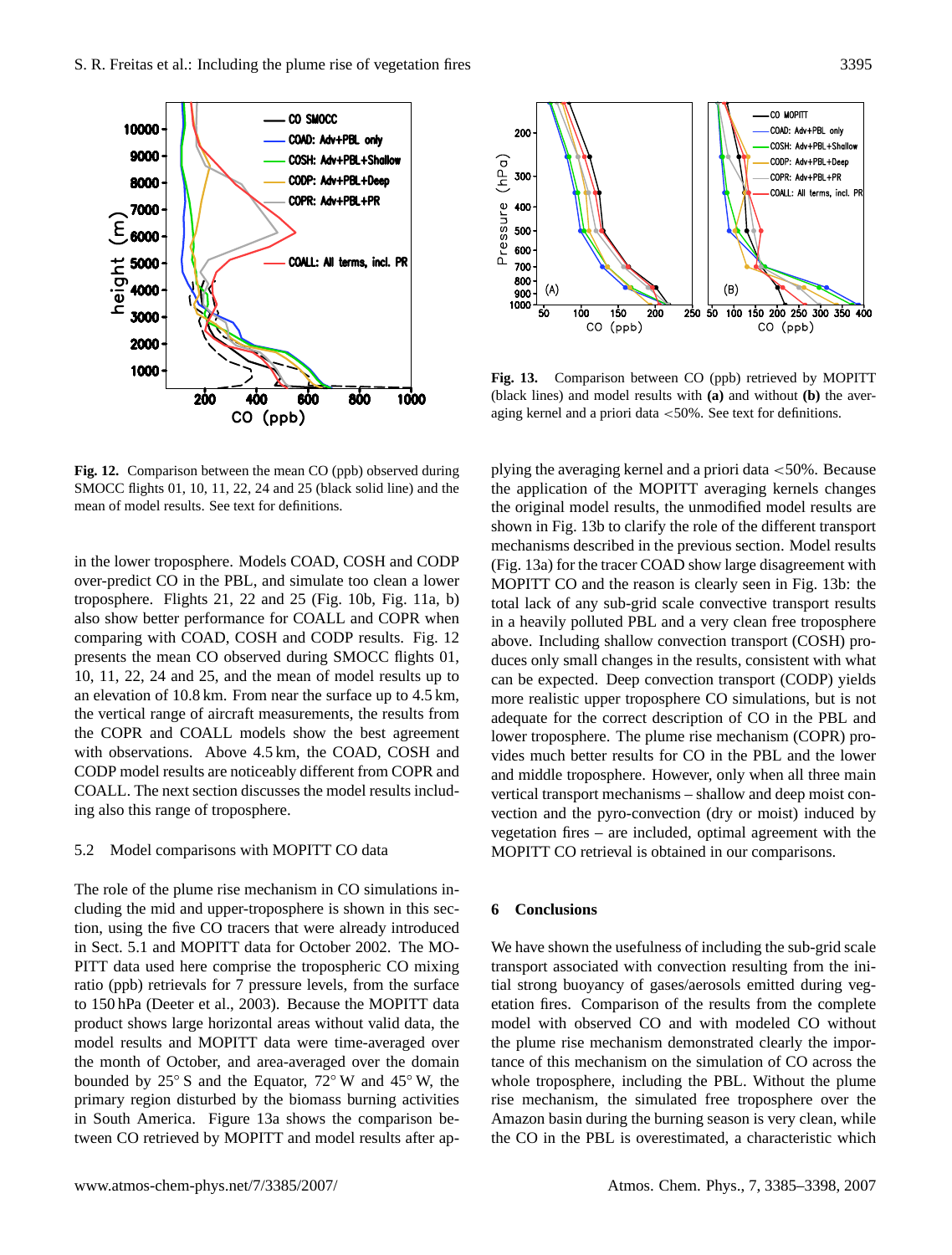**Fig. 12.** Comparison between the mean CO (ppb) observed during SMOCC flights 01, 10, 11, 22, 24 and 25 (black solid line) and the mean of model results. See text for definitions.

**Fig. 13.** Comparison between CO (ppb) retrieved by MOPITT (black lines) and model results with **(a)** and without **(b)** the averaging kernel and a priori data <50%. See text for definitions.

in the lower troposphere. Models COAD, COSH and CODP over-predict CO in the PBL, and simulate too clean a lower troposphere. Flights 21, 22 and 25 (Fig. 10b, Fig. 11a, b) also show better performance for COALL and COPR when comparing with COAD, COSH and CODP results. Fig. 12 presents the mean CO observed during SMOCC flights 01, 10, 11, 22, 24 and 25, and the mean of model results up to an elevation of 10.8 km. From near the surface up to 4.5 km, the vertical range of aircraft measurements, the results from the COPR and COALL models show the best agreement with observations. Above 4.5 km, the COAD, COSH and CODP model results are noticeably different from COPR and COALL. The next section discusses the model results including also this range of troposphere.

### 5.2 Model comparisons with MOPITT CO data

The role of the plume rise mechanism in CO simulations including the mid and upper-troposphere is shown in this section, using the five CO tracers that were already introduced in Sect. 5.1 and MOPITT data for October 2002. The MOPITT data used here comprise the tropospheric CO mixing ratio (ppb) retrievals for 7 pressure levels, from the surface to 150 hPa (Deeter et al., 2003). Because the MOPITT data product shows large horizontal areas without valid data, the model results and MOPITT data were time-averaged over the month of October, and area-averaged over the domain bounded by 25° S and the Equator, 72° W and 45° W, the primary region disturbed by the biomass burning activities in South America. Figure 13a shows the comparison between CO retrieved by MOPITT and model results after applying the averaging kernel and a priori data <50%. Because the application of the MOPITT averaging kernels changes the original model results, the unmodified model results are shown in Fig. 13b to clarify the role of the different transport mechanisms described in the previous section. Model results (Fig. 13a) for the tracer COAD show large disagreement with MOPITT CO and the reason is clearly seen in Fig. 13b: the total lack of any sub-grid scale convective transport results in a heavily polluted PBL and a very clean free troposphere above. Including shallow convection transport (COSH) produces only small changes in the results, consistent with what can be expected. Deep convection transport (CODP) yields more realistic upper troposphere CO simulations, but is not adequate for the correct description of CO in the PBL and lower troposphere. The plume rise mechanism (COPR) provides much better results for CO in the PBL and the lower and middle troposphere. However, only when all three main vertical transport mechanisms – shallow and deep moist convection and the pyro-convection (dry or moist) induced by vegetation fires – are included, optimal agreement with the MOPITT CO retrieval is obtained in our comparisons.

## 6 Conclusions

We have shown the usefulness of including the sub-grid scale transport associated with convection resulting from the initial strong buoyancy of gases/aerosols emitted during vegetation fires. Comparison of the results from the complete model with observed CO and with modeled CO without the plume rise mechanism demonstrated clearly the importance of this mechanism on the simulation of CO across the whole troposphere, including the PBL. Without the plume rise mechanism, the simulated free troposphere over the Amazon basin during the burning season is very clean, while the CO in the PBL is overestimated, a characteristic which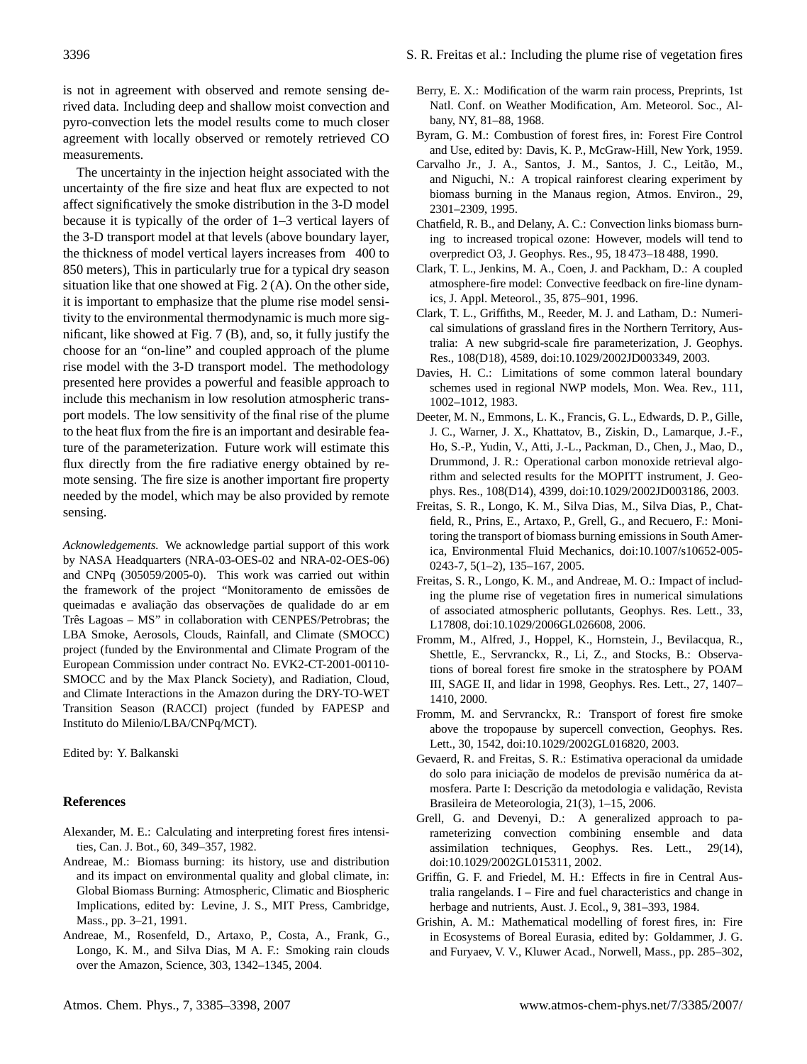is not in agreement with observed and remote sensing derived data. Including deep and shallow moist convection and pyro-convection lets the model results come to much closer agreement with locally observed or remotely retrieved CO measurements.

The uncertainty in the injection height associated with the uncertainty of the fire size and heat flux are expected to not affect significatively the smoke distribution in the 3-D model because it is typically of the order of 1–3 vertical layers of the 3-D transport model at that levels (above boundary layer, the thickness of model vertical layers increases from 400 to 850 meters), This in particularly true for a typical dry season situation like that one showed at Fig. 2 (A). On the other side, it is important to emphasize that the plume rise model sensitivity to the environmental thermodynamic is much more significant, like showed at Fig. 7 (B), and, so, it fully justify the choose for an "on-line" and coupled approach of the plume rise model with the 3-D transport model. The methodology presented here provides a powerful and feasible approach to include this mechanism in low resolution atmospheric transport models. The low sensitivity of the final rise of the plume to the heat flux from the fire is an important and desirable feature of the parameterization. Future work will estimate this flux directly from the fire radiative energy obtained by remote sensing. The fire size is another important fire property needed by the model, which may be also provided by remote sensing.

*Acknowledgements.* We acknowledge partial support of this work by NASA Headquarters (NRA-03-OES-02 and NRA-02-OES-06) and CNPq (305059/2005-0). This work was carried out within the framework of the project "Monitoramento de emissões de queimadas e avaliação das observações de qualidade do ar em Três Lagoas – MS" in collaboration with CENPES/Petrobras; the LBA Smoke, Aerosols, Clouds, Rainfall, and Climate (SMOCC) project (funded by the Environmental and Climate Program of the European Commission under contract No. EVK2-CT-2001-00110-SMOCC and by the Max Planck Society), and Radiation, Cloud, and Climate Interactions in the Amazon during the DRY-TO-WET Transition Season (RACCI) project (funded by FAPESP and Instituto do Milenio/LBA/CNPq/MCT).

Edited by: Y. Balkanski

## References

Alexander, M. E.: Calculating and interpreting forest fires intensities, Can. J. Bot., 60, 349–357, 1982.

Andreae, M.: Biomass burning: its history, use and distribution and its impact on environmental quality and global climate, in: Global Biomass Burning: Atmospheric, Climatic and Biospheric Implications, edited by: Levine, J. S., MIT Press, Cambridge, Mass., pp. 3–21, 1991.

Andreae, M., Rosenfeld, D., Artaxo, P., Costa, A., Frank, G., Longo, K. M., and Silva Dias, M A. F.: Smoking rain clouds over the Amazon, Science, 303, 1342–1345, 2004.

Berry, E. X.: Modification of the warm rain process, Preprints, 1st Natl. Conf. on Weather Modification, Am. Meteorol. Soc., Albany, NY, 81–88, 1968.

Byram, G. M.: Combustion of forest fires, in: Forest Fire Control and Use, edited by: Davis, K. P., McGraw-Hill, New York, 1959.

Carvalho Jr., J. A., Santos, J. M., Santos, J. C., Leitão, M., and Niguchi, N.: A tropical rainforest clearing experiment by biomass burning in the Manaus region, Atmos. Environ., 29, 2301–2309, 1995.

Chatfield, R. B., and Delany, A. C.: Convection links biomass burning to increased tropical ozone: However, models will tend to overpredict O3, J. Geophys. Res., 95, 18 473–18 488, 1990.

Clark, T. L., Jenkins, M. A., Coen, J. and Packham, D.: A coupled atmosphere-fire model: Convective feedback on fire-line dynamics, J. Appl. Meteorol., 35, 875–901, 1996.

Clark, T. L., Griffiths, M., Reeder, M. J. and Latham, D.: Numerical simulations of grassland fires in the Northern Territory, Australia: A new subgrid-scale fire parameterization, J. Geophys. Res., 108(D18), 4589, doi:10.1029/2002JD003349, 2003.

Davies, H. C.: Limitations of some common lateral boundary schemes used in regional NWP models, Mon. Wea. Rev., 111, 1002–1012, 1983.

Deeter, M. N., Emmons, L. K., Francis, G. L., Edwards, D. P., Gille, J. C., Warner, J. X., Khattatov, B., Ziskin, D., Lamarque, J.-F., Ho, S.-P., Yudin, V., Atti, J.-L., Packman, D., Chen, J., Mao, D., Drummond, J. R.: Operational carbon monoxide retrieval algorithm and selected results for the MOPITT instrument, J. Geophys. Res., 108(D14), 4399, doi:10.1029/2002JD003186, 2003.

Freitas, S. R., Longo, K. M., Silva Dias, M., Silva Dias, P., Chatfield, R., Prins, E., Artaxo, P., Grell, G., and Recuero, F.: Monitoring the transport of biomass burning emissions in South America, Environmental Fluid Mechanics, doi:10.1007/s10652-005-0243-7, 5(1–2), 135–167, 2005.

Freitas, S. R., Longo, K. M., and Andreae, M. O.: Impact of including the plume rise of vegetation fires in numerical simulations of associated atmospheric pollutants, Geophys. Res. Lett., 33, L17808, doi:10.1029/2006GL026608, 2006.

Fromm, M., Alfred, J., Hoppel, K., Hornstein, J., Bevilacqua, R., Shettle, E., Servranckx, R., Li, Z., and Stocks, B.: Observations of boreal forest fire smoke in the stratosphere by POAM III, SAGE II, and lidar in 1998, Geophys. Res. Lett., 27, 1407–1410, 2000.

Fromm, M. and Servranckx, R.: Transport of forest fire smoke above the tropopause by supercell convection, Geophys. Res. Lett., 30, 1542, doi:10.1029/2002GL016820, 2003.

Gevaerd, R. and Freitas, S. R.: Estimativa operacional da umidade do solo para iniciação de modelos de previsão numérica da atmosfera. Parte I: Descrição da metodologia e validação, Revista Brasileira de Meteorologia, 21(3), 1–15, 2006.

Grell, G. and Devenyi, D.: A generalized approach to parameterizing convection combining ensemble and data assimilation techniques, Geophys. Res. Lett., 29(14), doi:10.1029/2002GL015311, 2002.

Griffin, G. F. and Friedel, M. H.: Effects in fire in Central Australia rangelands. I – Fire and fuel characteristics and change in herbage and nutrients, Aust. J. Ecol., 9, 381–393, 1984.

Grishin, A. M.: Mathematical modelling of forest fires, in: Fire in Ecosystems of Boreal Eurasia, edited by: Goldammer, J. G. and Furyaev, V. V., Kluwer Acad., Norwell, Mass., pp. 285–302,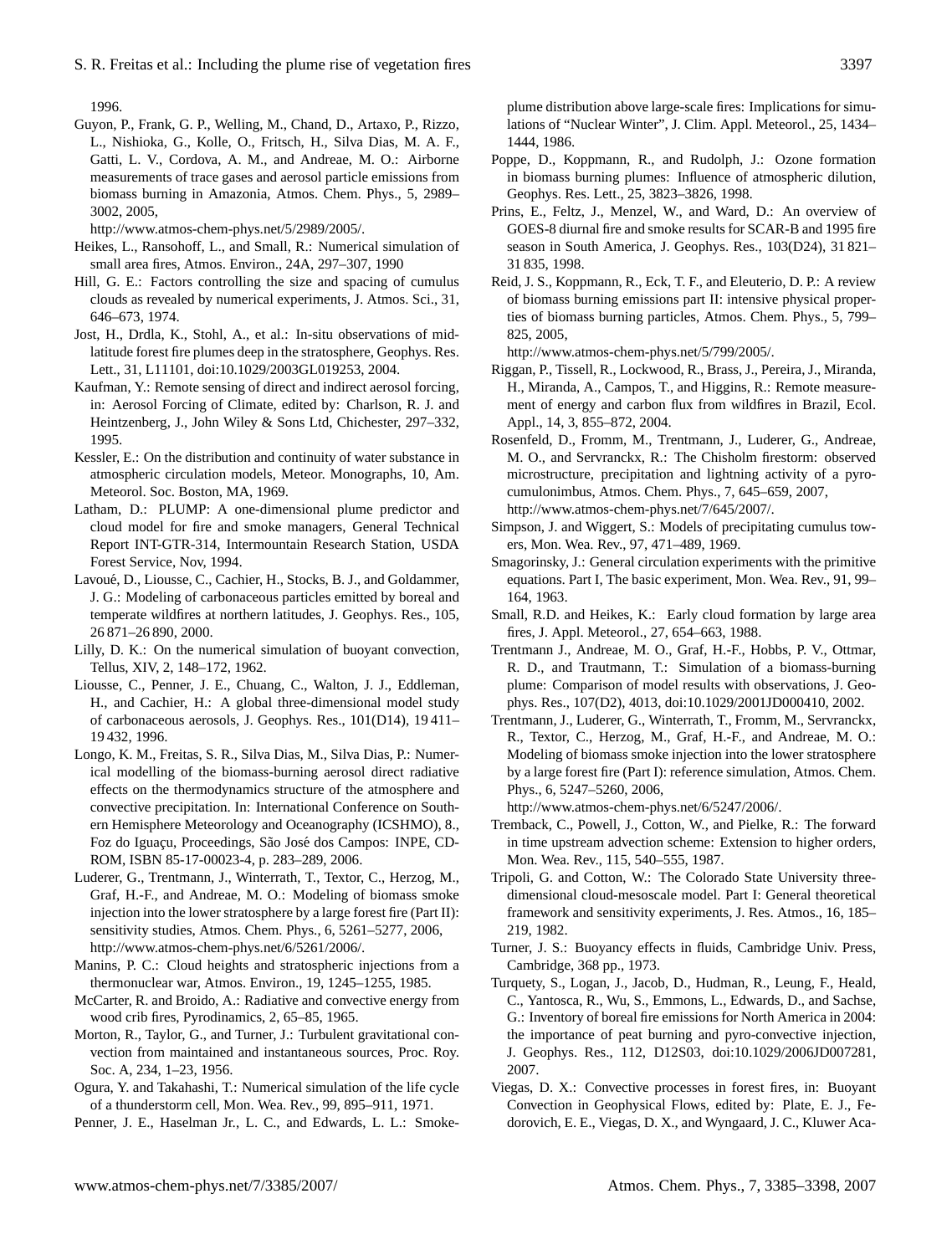1996.

Guyon, P., Frank, G. P., Welling, M., Chand, D., Artaxo, P., Rizzo, L., Nishioka, G., Kolle, O., Fritsch, H., Silva Dias, M. A. F., Gatti, L. V., Cordova, A. M., and Andreae, M. O.: Airborne measurements of trace gases and aerosol particle emissions from biomass burning in Amazonia, Atmos. Chem. Phys., 5, 2989–3002, 2005, http://www.atmos-chem-phys.net/5/2989/2005/.

Heikes, L., Ransohoff, L., and Small, R.: Numerical simulation of small area fires, Atmos. Environ., 24A, 297–307, 1990

Hill, G. E.: Factors controlling the size and spacing of cumulus clouds as revealed by numerical experiments, J. Atmos. Sci., 31, 646–673, 1974.

Jost, H., Drdla, K., Stohl, A., et al.: In-situ observations of mid-latitude forest fire plumes deep in the stratosphere, Geophys. Res. Lett., 31, L11101, doi:10.1029/2003GL019253, 2004.

Kaufman, Y.: Remote sensing of direct and indirect aerosol forcing, in: Aerosol Forcing of Climate, edited by: Charlson, R. J. and Heintzenberg, J., John Wiley & Sons Ltd, Chichester, 297–332, 1995.

Kessler, E.: On the distribution and continuity of water substance in atmospheric circulation models, Meteor. Monographs, 10, Am. Meteorol. Soc. Boston, MA, 1969.

Latham, D.: PLUMP: A one-dimensional plume predictor and cloud model for fire and smoke managers, General Technical Report INT-GTR-314, Intermountain Research Station, USDA Forest Service, Nov, 1994.

Lavoué, D., Liousse, C., Cachier, H., Stocks, B. J., and Goldammer, J. G.: Modeling of carbonaceous particles emitted by boreal and temperate wildfires at northern latitudes, J. Geophys. Res., 105, 26 871–26 890, 2000.

Lilly, D. K.: On the numerical simulation of buoyant convection, Tellus, XIV, 2, 148–172, 1962.

Liousse, C., Penner, J. E., Chuang, C., Walton, J. J., Eddleman, H., and Cachier, H.: A global three-dimensional model study of carbonaceous aerosols, J. Geophys. Res., 101(D14), 19 411–19 432, 1996.

Longo, K. M., Freitas, S. R., Silva Dias, M., Silva Dias, P.: Numerical modelling of the biomass-burning aerosol direct radiative effects on the thermodynamics structure of the atmosphere and convective precipitation. In: International Conference on Southern Hemisphere Meteorology and Oceanography (ICSHMO), 8., Foz do Iguaçu, Proceedings, São José dos Campos: INPE, CD-ROM, ISBN 85-17-00023-4, p. 283–289, 2006.

Luderer, G., Trentmann, J., Winterrath, T., Textor, C., Herzog, M., Graf, H.-F., and Andreae, M. O.: Modeling of biomass smoke injection into the lower stratosphere by a large forest fire (Part II): sensitivity studies, Atmos. Chem. Phys., 6, 5261–5277, 2006, http://www.atmos-chem-phys.net/6/5261/2006/.

Manins, P. C.: Cloud heights and stratospheric injections from a thermonuclear war, Atmos. Environ., 19, 1245–1255, 1985.

McCarter, R. and Broido, A.: Radiative and convective energy from wood crib fires, Pyrodinamics, 2, 65–85, 1965.

Morton, R., Taylor, G., and Turner, J.: Turbulent gravitational convection from maintained and instantaneous sources, Proc. Roy. Soc. A, 234, 1–23, 1956.

Ogura, Y. and Takahashi, T.: Numerical simulation of the life cycle of a thunderstorm cell, Mon. Wea. Rev., 99, 895–911, 1971.

Penner, J. E., Haselman Jr., L. C., and Edwards, L. L.: Smoke-plume distribution above large-scale fires: Implications for simulations of "Nuclear Winter", J. Clim. Appl. Meteorol., 25, 1434–1444, 1986.

Poppe, D., Koppmann, R., and Rudolph, J.: Ozone formation in biomass burning plumes: Influence of atmospheric dilution, Geophys. Res. Lett., 25, 3823–3826, 1998.

Prins, E., Feltz, J., Menzel, W., and Ward, D.: An overview of GOES-8 diurnal fire and smoke results for SCAR-B and 1995 fire season in South America, J. Geophys. Res., 103(D24), 31 821–31 835, 1998.

Reid, J. S., Koppmann, R., Eck, T. F., and Eleuterio, D. P.: A review of biomass burning emissions part II: intensive physical properties of biomass burning particles, Atmos. Chem. Phys., 5, 799–825, 2005, http://www.atmos-chem-phys.net/5/799/2005/.

Riggan, P., Tissell, R., Lockwood, R., Brass, J., Pereira, J., Miranda, H., Miranda, A., Campos, T., and Higgins, R.: Remote measurement of energy and carbon flux from wildfires in Brazil, Ecol. Appl., 14, 3, 855–872, 2004.

Rosenfeld, D., Fromm, M., Trentmann, J., Luderer, G., Andreae, M. O., and Servranckx, R.: The Chisholm firestorm: observed microstructure, precipitation and lightning activity of a pyro-cumulonimbus, Atmos. Chem. Phys., 7, 645–659, 2007, http://www.atmos-chem-phys.net/7/645/2007/.

Simpson, J. and Wiggert, S.: Models of precipitating cumulus towers, Mon. Wea. Rev., 97, 471–489, 1969.

Smagorinsky, J.: General circulation experiments with the primitive equations. Part I, The basic experiment, Mon. Wea. Rev., 91, 99–164, 1963.

Small, R.D. and Heikes, K.: Early cloud formation by large area fires, J. Appl. Meteorol., 27, 654–663, 1988.

Trentmann J., Andreae, M. O., Graf, H.-F., Hobbs, P. V., Ottmar, R. D., and Trautmann, T.: Simulation of a biomass-burning plume: Comparison of model results with observations, J. Geophys. Res., 107(D2), 4013, doi:10.1029/2001JD000410, 2002.

Trentmann, J., Luderer, G., Winterrath, T., Fromm, M., Servranckx, R., Textor, C., Herzog, M., Graf, H.-F., and Andreae, M. O.: Modeling of biomass smoke injection into the lower stratosphere by a large forest fire (Part I): reference simulation, Atmos. Chem. Phys., 6, 5247–5260, 2006, http://www.atmos-chem-phys.net/6/5247/2006/.

Tremback, C., Powell, J., Cotton, W., and Pielke, R.: The forward in time upstream advection scheme: Extension to higher orders, Mon. Wea. Rev., 115, 540–555, 1987.

Tripoli, G. and Cotton, W.: The Colorado State University three-dimensional cloud-mesoscale model. Part I: General theoretical framework and sensitivity experiments, J. Res. Atmos., 16, 185–219, 1982.

Turner, J. S.: Buoyancy effects in fluids, Cambridge Univ. Press, Cambridge, 368 pp., 1973.

Turquety, S., Logan, J., Jacob, D., Hudman, R., Leung, F., Heald, C., Yantosca, R., Wu, S., Emmons, L., Edwards, D., and Sachse, G.: Inventory of boreal fire emissions for North America in 2004: the importance of peat burning and pyro-convective injection, J. Geophys. Res., 112, D12S03, doi:10.1029/2006JD007281, 2007.

Viegas, D. X.: Convective processes in forest fires, in: Buoyant Convection in Geophysical Flows, edited by: Plate, E. J., Fedorovich, E. E., Viegas, D. X., and Wyngaard, J. C., Kluwer Aca-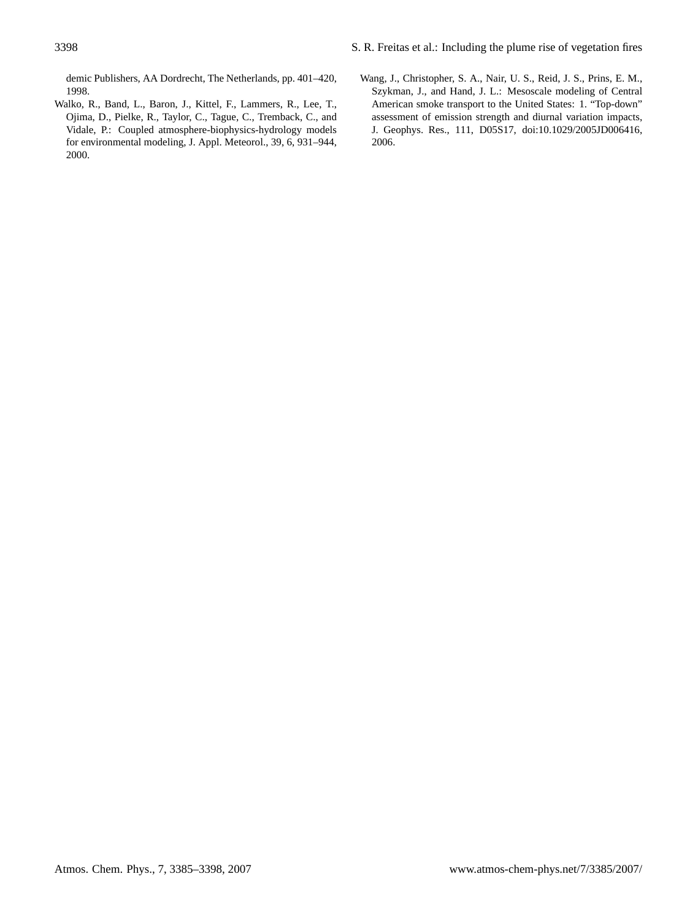demic Publishers, AA Dordrecht, The Netherlands, pp. 401–420, 1998.

Walko, R., Band, L., Baron, J., Kittel, F., Lammers, R., Lee, T., Ojima, D., Pielke, R., Taylor, C., Tague, C., Tremback, C., and Vidale, P.: Coupled atmosphere-biophysics-hydrology models for environmental modeling, J. Appl. Meteorol., 39, 6, 931–944, 2000.

Wang, J., Christopher, S. A., Nair, U. S., Reid, J. S., Prins, E. M., Szykman, J., and Hand, J. L.: Mesoscale modeling of Central American smoke transport to the United States: 1. "Top-down" assessment of emission strength and diurnal variation impacts, J. Geophys. Res., 111, D05S17, doi:10.1029/2005JD006416, 2006.